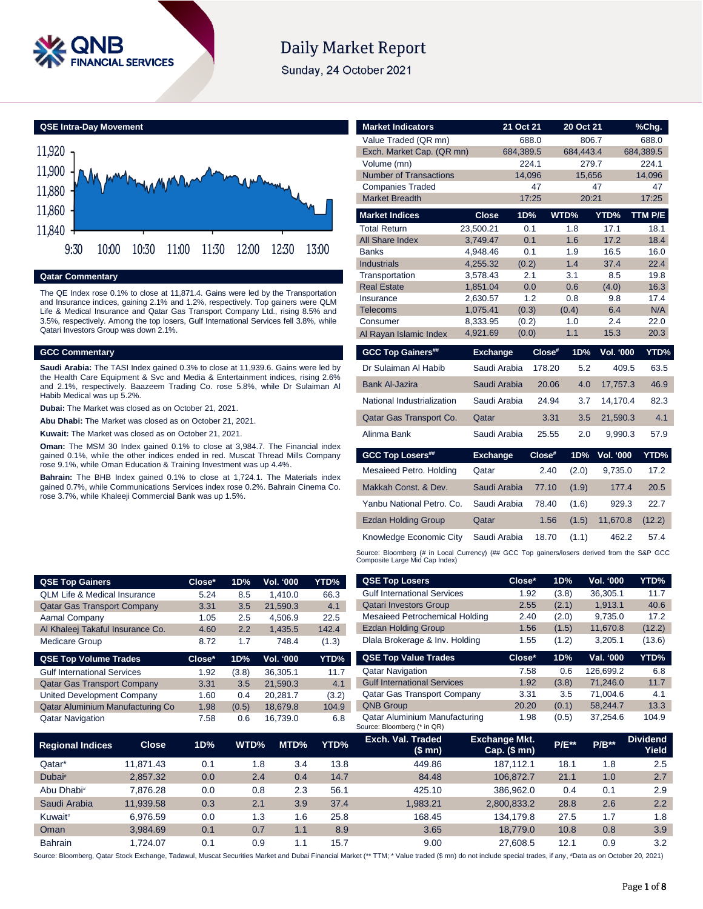# Daily Market Report

Sunday, 24 October 2021

## QSE Intra-Day Movement

## Qatar Commentary

The QE Index rose 0.1% to close at 11,871.4. Gains were led by the Transportation and Insurance indices, gaining 2.1% and 1.2%, respectively. Top gainers were QLM Life & Medical Insurance and Qatar Gas Transport Company Ltd., rising 8.5% and 3.5%, respectively. Among the top losers, Gulf International Services fell 3.8%, while Qatari Investors Group was down 2.1%.

## GCC Commentary

**Saudi Arabia:** The TASI Index gained 0.3% to close at 11,939.6. Gains were led by the Health Care Equipment & Svc and Media & Entertainment indices, rising 2.6% and 2.1%, respectively. Baazeem Trading Co. rose 5.8%, while Dr Sulaiman Al Habib Medical was up 5.2%.

**Dubai:** The Market was closed as on October 21, 2021.

**Abu Dhabi:** The Market was closed as on October 21, 2021.

**Kuwait:** The Market was closed as on October 21, 2021.

**Oman:** The MSM 30 Index gained 0.1% to close at 3,984.7. The Financial index gained 0.1%, while the other indices ended in red. Muscat Thread Mills Company rose 9.1%, while Oman Education & Training Investment was up 4.4%.

**Bahrain:** The BHB Index gained 0.1% to close at 1,724.1. The Materials index gained 0.7%, while Communications Services index rose 0.2%. Bahrain Cinema Co. rose 3.7%, while Khaleeji Commercial Bank was up 1.5%.

| Market Indicators | 21 Oct 21 | 20 Oct 21 | %Chg. |
|---|---|---|---|
| Value Traded (QR mn) | 688.0 | 806.7 | 688.0 |
| Exch. Market Cap. (QR mn) | 684,389.5 | 684,443.4 | 684,389.5 |
| Volume (mn) | 224.1 | 279.7 | 224.1 |
| Number of Transactions | 14,096 | 15,656 | 14,096 |
| Companies Traded | 47 | 47 | 47 |
| Market Breadth | 17:25 | 20:21 | 17:25 |

| Market Indices | Close | 1D% | WTD% | YTD% | TTM P/E |
|---|---|---|---|---|---|
| Total Return | 23,500.21 | 0.1 | 1.8 | 17.1 | 18.1 |
| All Share Index | 3,749.47 | 0.1 | 1.6 | 17.2 | 18.4 |
| Banks | 4,948.46 | 0.1 | 1.9 | 16.5 | 16.0 |
| Industrials | 4,255.32 | (0.2) | 1.4 | 37.4 | 22.4 |
| Transportation | 3,578.43 | 2.1 | 3.1 | 8.5 | 19.8 |
| Real Estate | 1,851.04 | 0.0 | 0.6 | (4.0) | 16.3 |
| Insurance | 2,630.57 | 1.2 | 0.8 | 9.8 | 17.4 |
| Telecoms | 1,075.41 | (0.3) | (0.4) | 6.4 | N/A |
| Consumer | 8,333.95 | (0.2) | 1.0 | 2.4 | 22.0 |
| Al Rayan Islamic Index | 4,921.69 | (0.0) | 1.1 | 15.3 | 20.3 |

| GCC Top Gainers## | Exchange | Close# | 1D% | Vol. '000 | YTD% |
|---|---|---|---|---|---|
| Dr Sulaiman Al Habib | Saudi Arabia | 178.20 | 5.2 | 409.5 | 63.5 |
| Bank Al-Jazira | Saudi Arabia | 20.06 | 4.0 | 17,757.3 | 46.9 |
| National Industrialization | Saudi Arabia | 24.94 | 3.7 | 14,170.4 | 82.3 |
| Qatar Gas Transport Co. | Qatar | 3.31 | 3.5 | 21,590.3 | 4.1 |
| Alinma Bank | Saudi Arabia | 25.55 | 2.0 | 9,990.3 | 57.9 |

| GCC Top Losers## | Exchange | Close# | 1D% | Vol. '000 | YTD% |
|---|---|---|---|---|---|
| Mesaieed Petro. Holding | Qatar | 2.40 | (2.0) | 9,735.0 | 17.2 |
| Makkah Const. & Dev. | Saudi Arabia | 77.10 | (1.9) | 177.4 | 20.5 |
| Yanbu National Petro. Co. | Saudi Arabia | 78.40 | (1.6) | 929.3 | 22.7 |
| Ezdan Holding Group | Qatar | 1.56 | (1.5) | 11,670.8 | (12.2) |
| Knowledge Economic City | Saudi Arabia | 18.70 | (1.1) | 462.2 | 57.4 |

Source: Bloomberg (# in Local Currency) (## GCC Top gainers/losers derived from the S&P GCC Composite Large Mid Cap Index)

| QSE Top Gainers | Close* | 1D% | Vol. '000 | YTD% |
|---|---|---|---|---|
| QLM Life & Medical Insurance | 5.24 | 8.5 | 1,410.0 | 66.3 |
| Qatar Gas Transport Company | 3.31 | 3.5 | 21,590.3 | 4.1 |
| Aamal Company | 1.05 | 2.5 | 4,506.9 | 22.5 |
| Al Khaleej Takaful Insurance Co. | 4.60 | 2.2 | 1,435.5 | 142.4 |
| Medicare Group | 8.72 | 1.7 | 748.4 | (1.3) |

| QSE Top Volume Trades | Close* | 1D% | Vol. '000 | YTD% |
|---|---|---|---|---|
| Gulf International Services | 1.92 | (3.8) | 36,305.1 | 11.7 |
| Qatar Gas Transport Company | 3.31 | 3.5 | 21,590.3 | 4.1 |
| United Development Company | 1.60 | 0.4 | 20,281.7 | (3.2) |
| Qatar Aluminium Manufacturing Co | 1.98 | (0.5) | 18,679.8 | 104.9 |
| Qatar Navigation | 7.58 | 0.6 | 16,739.0 | 6.8 |

| QSE Top Losers | Close* | 1D% | Vol. '000 | YTD% |
|---|---|---|---|---|
| Gulf International Services | 1.92 | (3.8) | 36,305.1 | 11.7 |
| Qatari Investors Group | 2.55 | (2.1) | 1,913.1 | 40.6 |
| Mesaieed Petrochemical Holding | 2.40 | (2.0) | 9,735.0 | 17.2 |
| Ezdan Holding Group | 1.56 | (1.5) | 11,670.8 | (12.2) |
| Dlala Brokerage & Inv. Holding | 1.55 | (1.2) | 3,205.1 | (13.6) |

| QSE Top Value Trades | Close* | 1D% | Val. '000 | YTD% |
|---|---|---|---|---|
| Qatar Navigation | 7.58 | 0.6 | 126,699.2 | 6.8 |
| Gulf International Services | 1.92 | (3.8) | 71,246.0 | 11.7 |
| Qatar Gas Transport Company | 3.31 | 3.5 | 71,004.6 | 4.1 |
| QNB Group | 20.20 | (0.1) | 58,244.7 | 13.3 |
| Qatar Aluminium Manufacturing | 1.98 | (0.5) | 37,254.6 | 104.9 |

Source: Bloomberg (* in QR)

| Regional Indices | Close | 1D% | WTD% | MTD% | YTD% | Exch. Val. Traded ($ mn) | Exchange Mkt. Cap. ($ mn) | P/E** | P/B** | Dividend Yield |
|---|---|---|---|---|---|---|---|---|---|---|
| Qatar* | 11,871.43 | 0.1 | 1.8 | 3.4 | 13.8 | 449.86 | 187,112.1 | 18.1 | 1.8 | 2.5 |
| Dubai# | 2,857.32 | 0.0 | 2.4 | 0.4 | 14.7 | 84.48 | 106,872.7 | 21.1 | 1.0 | 2.7 |
| Abu Dhabi# | 7,876.28 | 0.0 | 0.8 | 2.3 | 56.1 | 425.10 | 386,962.0 | 0.4 | 0.1 | 2.9 |
| Saudi Arabia | 11,939.58 | 0.3 | 2.1 | 3.9 | 37.4 | 1,983.21 | 2,800,833.2 | 28.8 | 2.6 | 2.2 |
| Kuwait# | 6,976.59 | 0.0 | 1.3 | 1.6 | 25.8 | 168.45 | 134,179.8 | 27.5 | 1.7 | 1.8 |
| Oman | 3,984.69 | 0.1 | 0.7 | 1.1 | 8.9 | 3.65 | 18,779.0 | 10.8 | 0.8 | 3.9 |
| Bahrain | 1,724.07 | 0.1 | 0.9 | 1.1 | 15.7 | 9.00 | 27,608.5 | 12.1 | 0.9 | 3.2 |

Source: Bloomberg, Qatar Stock Exchange, Tadawul, Muscat Securities Market and Dubai Financial Market (** TTM; * Value traded ($ mn) do not include special trades, if any, #Data as on October 20, 2021)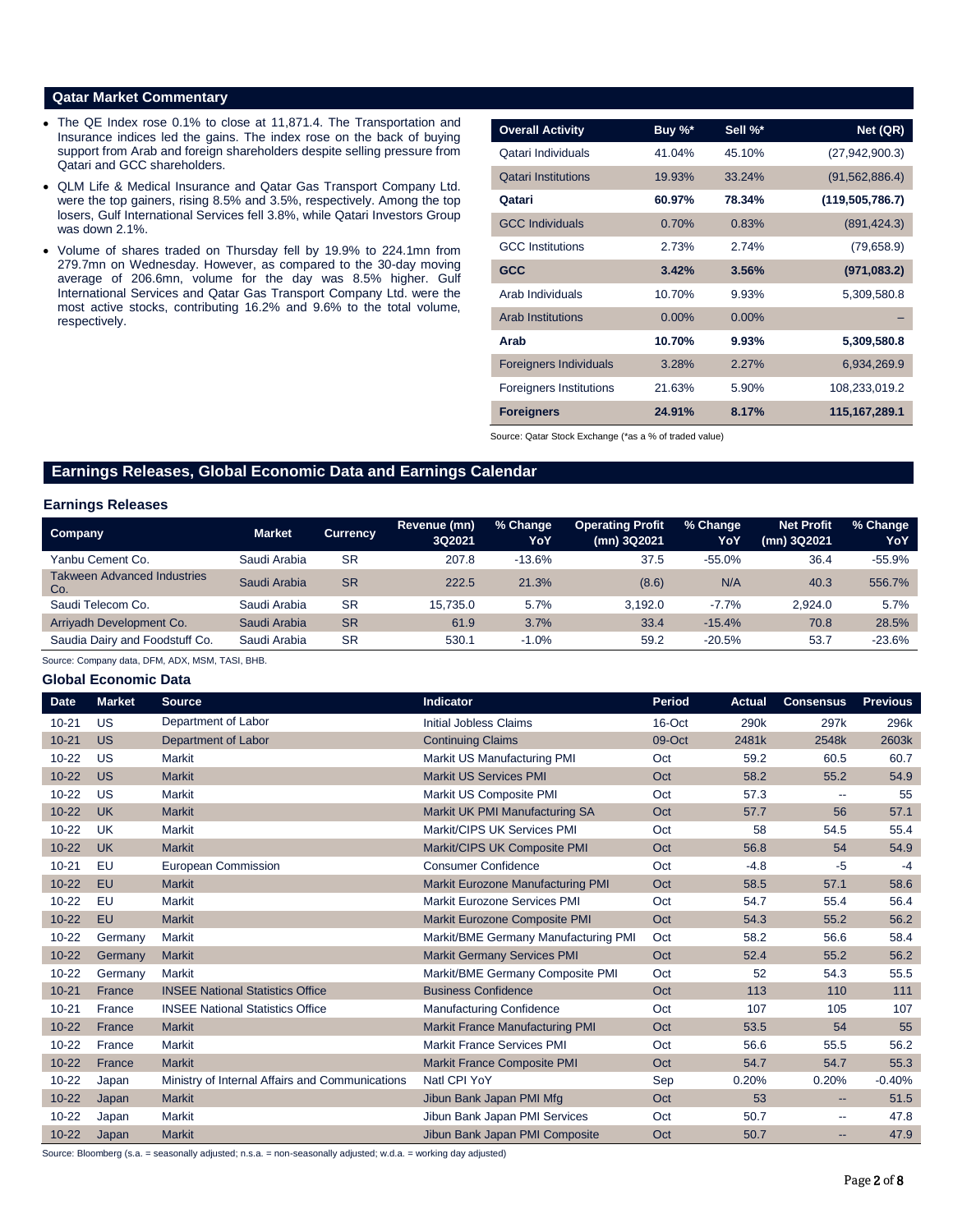## Qatar Market Commentary

- The QE Index rose 0.1% to close at 11,871.4. The Transportation and Insurance indices led the gains. The index rose on the back of buying support from Arab and foreign shareholders despite selling pressure from Qatari and GCC shareholders.
- QLM Life & Medical Insurance and Qatar Gas Transport Company Ltd. were the top gainers, rising 8.5% and 3.5%, respectively. Among the top losers, Gulf International Services fell 3.8%, while Qatari Investors Group was down 2.1%.
- Volume of shares traded on Thursday fell by 19.9% to 224.1mn from 279.7mn on Wednesday. However, as compared to the 30-day moving average of 206.6mn, volume for the day was 8.5% higher. Gulf International Services and Qatar Gas Transport Company Ltd. were the most active stocks, contributing 16.2% and 9.6% to the total volume, respectively.

| Overall Activity | Buy %* | Sell %* | Net (QR) |
|---|---|---|---|
| Qatari Individuals | 41.04% | 45.10% | (27,942,900.3) |
| Qatari Institutions | 19.93% | 33.24% | (91,562,886.4) |
| **Qatari** | **60.97%** | **78.34%** | **(119,505,786.7)** |
| GCC Individuals | 0.70% | 0.83% | (891,424.3) |
| GCC Institutions | 2.73% | 2.74% | (79,658.9) |
| **GCC** | **3.42%** | **3.56%** | **(971,083.2)** |
| Arab Individuals | 10.70% | 9.93% | 5,309,580.8 |
| Arab Institutions | 0.00% | 0.00% | – |
| **Arab** | **10.70%** | **9.93%** | **5,309,580.8** |
| Foreigners Individuals | 3.28% | 2.27% | 6,934,269.9 |
| Foreigners Institutions | 21.63% | 5.90% | 108,233,019.2 |
| **Foreigners** | **24.91%** | **8.17%** | **115,167,289.1** |

Source: Qatar Stock Exchange (*as a % of traded value)

## Earnings Releases, Global Economic Data and Earnings Calendar

### Earnings Releases

| Company | Market | Currency | Revenue (mn) 3Q2021 | % Change YoY | Operating Profit (mn) 3Q2021 | % Change YoY | Net Profit (mn) 3Q2021 | % Change YoY |
|---|---|---|---|---|---|---|---|---|
| Yanbu Cement Co. | Saudi Arabia | SR | 207.8 | -13.6% | 37.5 | -55.0% | 36.4 | -55.9% |
| Takween Advanced Industries Co. | Saudi Arabia | SR | 222.5 | 21.3% | (8.6) | N/A | 40.3 | 556.7% |
| Saudi Telecom Co. | Saudi Arabia | SR | 15,735.0 | 5.7% | 3,192.0 | -7.7% | 2,924.0 | 5.7% |
| Arriyadh Development Co. | Saudi Arabia | SR | 61.9 | 3.7% | 33.4 | -15.4% | 70.8 | 28.5% |
| Saudia Dairy and Foodstuff Co. | Saudi Arabia | SR | 530.1 | -1.0% | 59.2 | -20.5% | 53.7 | -23.6% |

Source: Company data, DFM, ADX, MSM, TASI, BHB.

### Global Economic Data

| Date | Market | Source | Indicator | Period | Actual | Consensus | Previous |
|---|---|---|---|---|---|---|---|
| 10-21 | US | Department of Labor | Initial Jobless Claims | 16-Oct | 290k | 297k | 296k |
| 10-21 | US | Department of Labor | Continuing Claims | 09-Oct | 2481k | 2548k | 2603k |
| 10-22 | US | Markit | Markit US Manufacturing PMI | Oct | 59.2 | 60.5 | 60.7 |
| 10-22 | US | Markit | Markit US Services PMI | Oct | 58.2 | 55.2 | 54.9 |
| 10-22 | US | Markit | Markit US Composite PMI | Oct | 57.3 | -- | 55 |
| 10-22 | UK | Markit | Markit UK PMI Manufacturing SA | Oct | 57.7 | 56 | 57.1 |
| 10-22 | UK | Markit | Markit/CIPS UK Services PMI | Oct | 58 | 54.5 | 55.4 |
| 10-22 | UK | Markit | Markit/CIPS UK Composite PMI | Oct | 56.8 | 54 | 54.9 |
| 10-21 | EU | European Commission | Consumer Confidence | Oct | -4.8 | -5 | -4 |
| 10-22 | EU | Markit | Markit Eurozone Manufacturing PMI | Oct | 58.5 | 57.1 | 58.6 |
| 10-22 | EU | Markit | Markit Eurozone Services PMI | Oct | 54.7 | 55.4 | 56.4 |
| 10-22 | EU | Markit | Markit Eurozone Composite PMI | Oct | 54.3 | 55.2 | 56.2 |
| 10-22 | Germany | Markit | Markit/BME Germany Manufacturing PMI | Oct | 58.2 | 56.6 | 58.4 |
| 10-22 | Germany | Markit | Markit Germany Services PMI | Oct | 52.4 | 55.2 | 56.2 |
| 10-22 | Germany | Markit | Markit/BME Germany Composite PMI | Oct | 52 | 54.3 | 55.5 |
| 10-21 | France | INSEE National Statistics Office | Business Confidence | Oct | 113 | 110 | 111 |
| 10-21 | France | INSEE National Statistics Office | Manufacturing Confidence | Oct | 107 | 105 | 107 |
| 10-22 | France | Markit | Markit France Manufacturing PMI | Oct | 53.5 | 54 | 55 |
| 10-22 | France | Markit | Markit France Services PMI | Oct | 56.6 | 55.5 | 56.2 |
| 10-22 | France | Markit | Markit France Composite PMI | Oct | 54.7 | 54.7 | 55.3 |
| 10-22 | Japan | Ministry of Internal Affairs and Communications | Natl CPI YoY | Sep | 0.20% | 0.20% | -0.40% |
| 10-22 | Japan | Markit | Jibun Bank Japan PMI Mfg | Oct | 53 | -- | 51.5 |
| 10-22 | Japan | Markit | Jibun Bank Japan PMI Services | Oct | 50.7 | -- | 47.8 |
| 10-22 | Japan | Markit | Jibun Bank Japan PMI Composite | Oct | 50.7 | -- | 47.9 |

Source: Bloomberg (s.a. = seasonally adjusted; n.s.a. = non-seasonally adjusted; w.d.a. = working day adjusted)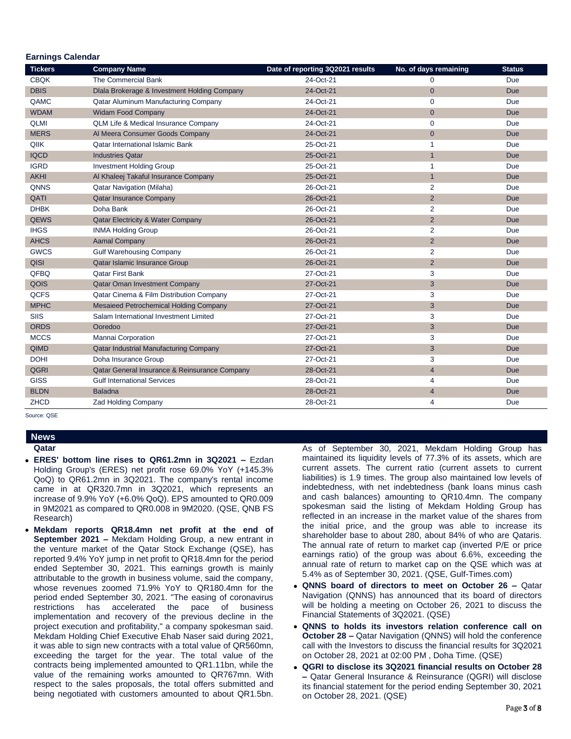## Earnings Calendar

| Tickers | Company Name | Date of reporting 3Q2021 results | No. of days remaining | Status |
|---|---|---|---|---|
| CBQK | The Commercial Bank | 24-Oct-21 | 0 | Due |
| DBIS | Dlala Brokerage & Investment Holding Company | 24-Oct-21 | 0 | Due |
| QAMC | Qatar Aluminum Manufacturing Company | 24-Oct-21 | 0 | Due |
| WDAM | Widam Food Company | 24-Oct-21 | 0 | Due |
| QLMI | QLM Life & Medical Insurance Company | 24-Oct-21 | 0 | Due |
| MERS | Al Meera Consumer Goods Company | 24-Oct-21 | 0 | Due |
| QIIK | Qatar International Islamic Bank | 25-Oct-21 | 1 | Due |
| IQCD | Industries Qatar | 25-Oct-21 | 1 | Due |
| IGRD | Investment Holding Group | 25-Oct-21 | 1 | Due |
| AKHI | Al Khaleej Takaful Insurance Company | 25-Oct-21 | 1 | Due |
| QNNS | Qatar Navigation (Milaha) | 26-Oct-21 | 2 | Due |
| QATI | Qatar Insurance Company | 26-Oct-21 | 2 | Due |
| DHBK | Doha Bank | 26-Oct-21 | 2 | Due |
| QEWS | Qatar Electricity & Water Company | 26-Oct-21 | 2 | Due |
| IHGS | INMA Holding Group | 26-Oct-21 | 2 | Due |
| AHCS | Aamal Company | 26-Oct-21 | 2 | Due |
| GWCS | Gulf Warehousing Company | 26-Oct-21 | 2 | Due |
| QISI | Qatar Islamic Insurance Group | 26-Oct-21 | 2 | Due |
| QFBQ | Qatar First Bank | 27-Oct-21 | 3 | Due |
| QOIS | Qatar Oman Investment Company | 27-Oct-21 | 3 | Due |
| QCFS | Qatar Cinema & Film Distribution Company | 27-Oct-21 | 3 | Due |
| MPHC | Mesaieed Petrochemical Holding Company | 27-Oct-21 | 3 | Due |
| SIIS | Salam International Investment Limited | 27-Oct-21 | 3 | Due |
| ORDS | Ooredoo | 27-Oct-21 | 3 | Due |
| MCCS | Mannai Corporation | 27-Oct-21 | 3 | Due |
| QIMD | Qatar Industrial Manufacturing Company | 27-Oct-21 | 3 | Due |
| DOHI | Doha Insurance Group | 27-Oct-21 | 3 | Due |
| QGRI | Qatar General Insurance & Reinsurance Company | 28-Oct-21 | 4 | Due |
| GISS | Gulf International Services | 28-Oct-21 | 4 | Due |
| BLDN | Baladna | 28-Oct-21 | 4 | Due |
| ZHCD | Zad Holding Company | 28-Oct-21 | 4 | Due |

Source: QSE

## News

### Qatar

- **ERES' bottom line rises to QR61.2mn in 3Q2021 –** Ezdan Holding Group's (ERES) net profit rose 69.0% YoY (+145.3% QoQ) to QR61.2mn in 3Q2021. The company's rental income came in at QR320.7mn in 3Q2021, which represents an increase of 9.9% YoY (+6.0% QoQ). EPS amounted to QR0.009 in 9M2021 as compared to QR0.008 in 9M2020. (QSE, QNB FS Research)
- **Mekdam reports QR18.4mn net profit at the end of September 2021 –** Mekdam Holding Group, a new entrant in the venture market of the Qatar Stock Exchange (QSE), has reported 9.4% YoY jump in net profit to QR18.4mn for the period ended September 30, 2021. This earnings growth is mainly attributable to the growth in business volume, said the company, whose revenues zoomed 71.9% YoY to QR180.4mn for the period ended September 30, 2021. "The easing of coronavirus restrictions has accelerated the pace of business implementation and recovery of the previous decline in the project execution and profitability," a company spokesman said. Mekdam Holding Chief Executive Ehab Naser said during 2021, it was able to sign new contracts with a total value of QR560mn, exceeding the target for the year. The total value of the contracts being implemented amounted to QR1.11bn, while the value of the remaining works amounted to QR767mn. With respect to the sales proposals, the total offers submitted and being negotiated with customers amounted to about QR1.5bn. As of September 30, 2021, Mekdam Holding Group has maintained its liquidity levels of 77.3% of its assets, which are current assets. The current ratio (current assets to current liabilities) is 1.9 times. The group also maintained low levels of indebtedness, with net indebtedness (bank loans minus cash and cash balances) amounting to QR10.4mn. The company spokesman said the listing of Mekdam Holding Group has reflected in an increase in the market value of the shares from the initial price, and the group was able to increase its shareholder base to about 280, about 84% of who are Qataris. The annual rate of return to market cap (inverted P/E or price earnings ratio) of the group was about 6.6%, exceeding the annual rate of return to market cap on the QSE which was at 5.4% as of September 30, 2021. (QSE, Gulf-Times.com)
- **QNNS board of directors to meet on October 26 –** Qatar Navigation (QNNS) has announced that its board of directors will be holding a meeting on October 26, 2021 to discuss the Financial Statements of 3Q2021. (QSE)
- **QNNS to holds its investors relation conference call on October 28 –** Qatar Navigation (QNNS) will hold the conference call with the Investors to discuss the financial results for 3Q2021 on October 28, 2021 at 02:00 PM , Doha Time. (QSE)
- **QGRI to disclose its 3Q2021 financial results on October 28 –** Qatar General Insurance & Reinsurance (QGRI) will disclose its financial statement for the period ending September 30, 2021 on October 28, 2021. (QSE)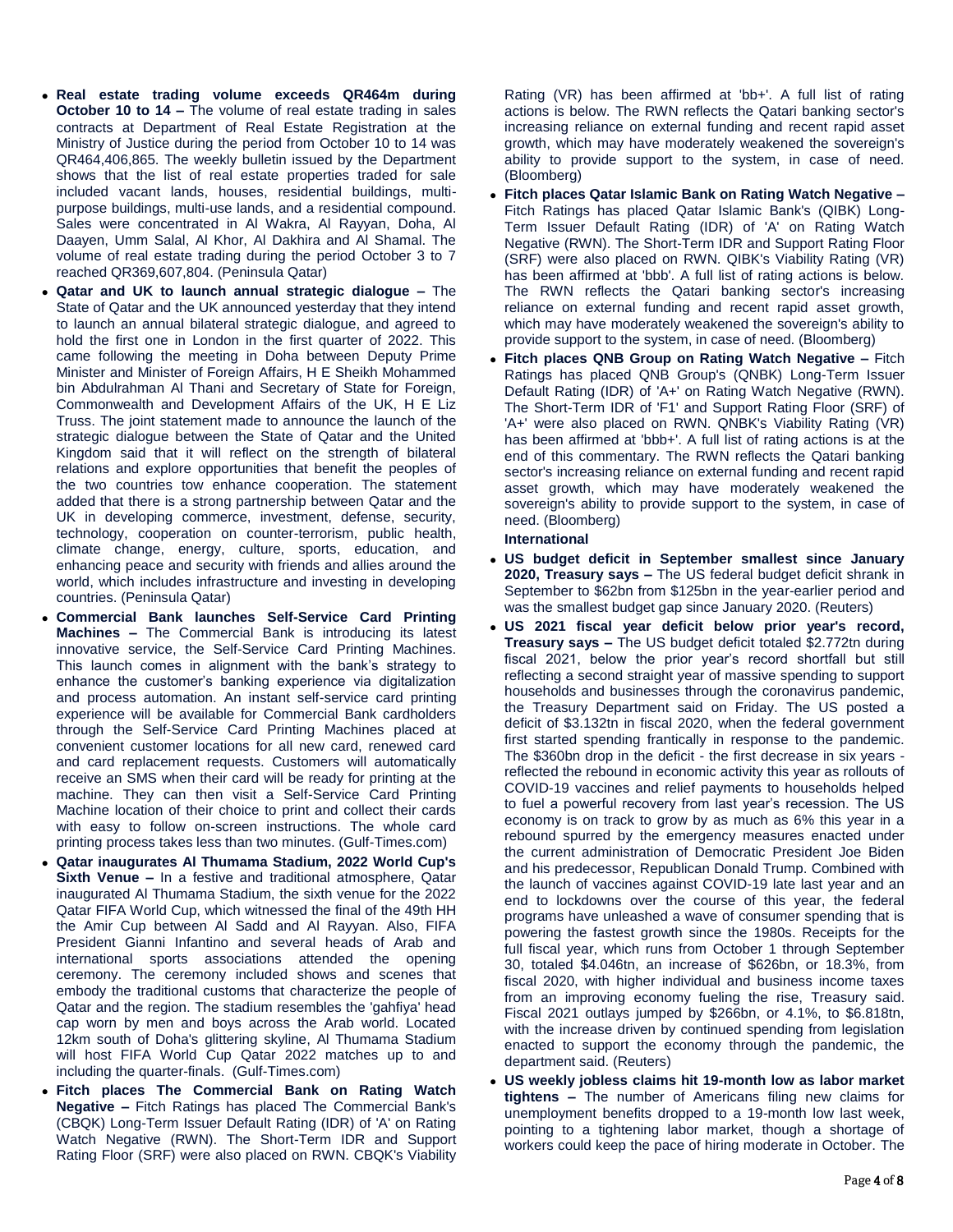- **Real estate trading volume exceeds QR464m during October 10 to 14 –** The volume of real estate trading in sales contracts at Department of Real Estate Registration at the Ministry of Justice during the period from October 10 to 14 was QR464,406,865. The weekly bulletin issued by the Department shows that the list of real estate properties traded for sale included vacant lands, houses, residential buildings, multi-purpose buildings, multi-use lands, and a residential compound. Sales were concentrated in Al Wakra, Al Rayyan, Doha, Al Daayen, Umm Salal, Al Khor, Al Dakhira and Al Shamal. The volume of real estate trading during the period October 3 to 7 reached QR369,607,804. (Peninsula Qatar)
- **Qatar and UK to launch annual strategic dialogue –** The State of Qatar and the UK announced yesterday that they intend to launch an annual bilateral strategic dialogue, and agreed to hold the first one in London in the first quarter of 2022. This came following the meeting in Doha between Deputy Prime Minister and Minister of Foreign Affairs, H E Sheikh Mohammed bin Abdulrahman Al Thani and Secretary of State for Foreign, Commonwealth and Development Affairs of the UK, H E Liz Truss. The joint statement made to announce the launch of the strategic dialogue between the State of Qatar and the United Kingdom said that it will reflect on the strength of bilateral relations and explore opportunities that benefit the peoples of the two countries tow enhance cooperation. The statement added that there is a strong partnership between Qatar and the UK in developing commerce, investment, defense, security, technology, cooperation on counter-terrorism, public health, climate change, energy, culture, sports, education, and enhancing peace and security with friends and allies around the world, which includes infrastructure and investing in developing countries. (Peninsula Qatar)
- **Commercial Bank launches Self-Service Card Printing Machines –** The Commercial Bank is introducing its latest innovative service, the Self-Service Card Printing Machines. This launch comes in alignment with the bank's strategy to enhance the customer's banking experience via digitalization and process automation. An instant self-service card printing experience will be available for Commercial Bank cardholders through the Self-Service Card Printing Machines placed at convenient customer locations for all new card, renewed card and card replacement requests. Customers will automatically receive an SMS when their card will be ready for printing at the machine. They can then visit a Self-Service Card Printing Machine location of their choice to print and collect their cards with easy to follow on-screen instructions. The whole card printing process takes less than two minutes. (Gulf-Times.com)
- **Qatar inaugurates Al Thumama Stadium, 2022 World Cup's Sixth Venue –** In a festive and traditional atmosphere, Qatar inaugurated Al Thumama Stadium, the sixth venue for the 2022 Qatar FIFA World Cup, which witnessed the final of the 49th HH the Amir Cup between Al Sadd and Al Rayyan. Also, FIFA President Gianni Infantino and several heads of Arab and international sports associations attended the opening ceremony. The ceremony included shows and scenes that embody the traditional customs that characterize the people of Qatar and the region. The stadium resembles the 'gahfiya' head cap worn by men and boys across the Arab world. Located 12km south of Doha's glittering skyline, Al Thumama Stadium will host FIFA World Cup Qatar 2022 matches up to and including the quarter-finals. (Gulf-Times.com)
- **Fitch places The Commercial Bank on Rating Watch Negative –** Fitch Ratings has placed The Commercial Bank's (CBQK) Long-Term Issuer Default Rating (IDR) of 'A' on Rating Watch Negative (RWN). The Short-Term IDR and Support Rating Floor (SRF) were also placed on RWN. CBQK's Viability Rating (VR) has been affirmed at 'bb+'. A full list of rating actions is below. The RWN reflects the Qatari banking sector's increasing reliance on external funding and recent rapid asset growth, which may have moderately weakened the sovereign's ability to provide support to the system, in case of need. (Bloomberg)
- **Fitch places Qatar Islamic Bank on Rating Watch Negative –** Fitch Ratings has placed Qatar Islamic Bank's (QIBK) Long-Term Issuer Default Rating (IDR) of 'A' on Rating Watch Negative (RWN). The Short-Term IDR and Support Rating Floor (SRF) were also placed on RWN. QIBK's Viability Rating (VR) has been affirmed at 'bbb'. A full list of rating actions is below. The RWN reflects the Qatari banking sector's increasing reliance on external funding and recent rapid asset growth, which may have moderately weakened the sovereign's ability to provide support to the system, in case of need. (Bloomberg)
- **Fitch places QNB Group on Rating Watch Negative –** Fitch Ratings has placed QNB Group's (QNBK) Long-Term Issuer Default Rating (IDR) of 'A+' on Rating Watch Negative (RWN). The Short-Term IDR of 'F1' and Support Rating Floor (SRF) of 'A+' were also placed on RWN. QNBK's Viability Rating (VR) has been affirmed at 'bbb+'. A full list of rating actions is at the end of this commentary. The RWN reflects the Qatari banking sector's increasing reliance on external funding and recent rapid asset growth, which may have moderately weakened the sovereign's ability to provide support to the system, in case of need. (Bloomberg)

**International**

- **US budget deficit in September smallest since January 2020, Treasury says –** The US federal budget deficit shrank in September to $62bn from $125bn in the year-earlier period and was the smallest budget gap since January 2020. (Reuters)
- **US 2021 fiscal year deficit below prior year's record, Treasury says –** The US budget deficit totaled $2.772tn during fiscal 2021, below the prior year's record shortfall but still reflecting a second straight year of massive spending to support households and businesses through the coronavirus pandemic, the Treasury Department said on Friday. The US posted a deficit of $3.132tn in fiscal 2020, when the federal government first started spending frantically in response to the pandemic. The $360bn drop in the deficit - the first decrease in six years - reflected the rebound in economic activity this year as rollouts of COVID-19 vaccines and relief payments to households helped to fuel a powerful recovery from last year's recession. The US economy is on track to grow by as much as 6% this year in a rebound spurred by the emergency measures enacted under the current administration of Democratic President Joe Biden and his predecessor, Republican Donald Trump. Combined with the launch of vaccines against COVID-19 late last year and an end to lockdowns over the course of this year, the federal programs have unleashed a wave of consumer spending that is powering the fastest growth since the 1980s. Receipts for the full fiscal year, which runs from October 1 through September 30, totaled $4.046tn, an increase of $626bn, or 18.3%, from fiscal 2020, with higher individual and business income taxes from an improving economy fueling the rise, Treasury said. Fiscal 2021 outlays jumped by $266bn, or 4.1%, to $6.818tn, with the increase driven by continued spending from legislation enacted to support the economy through the pandemic, the department said. (Reuters)
- **US weekly jobless claims hit 19-month low as labor market tightens –** The number of Americans filing new claims for unemployment benefits dropped to a 19-month low last week, pointing to a tightening labor market, though a shortage of workers could keep the pace of hiring moderate in October. The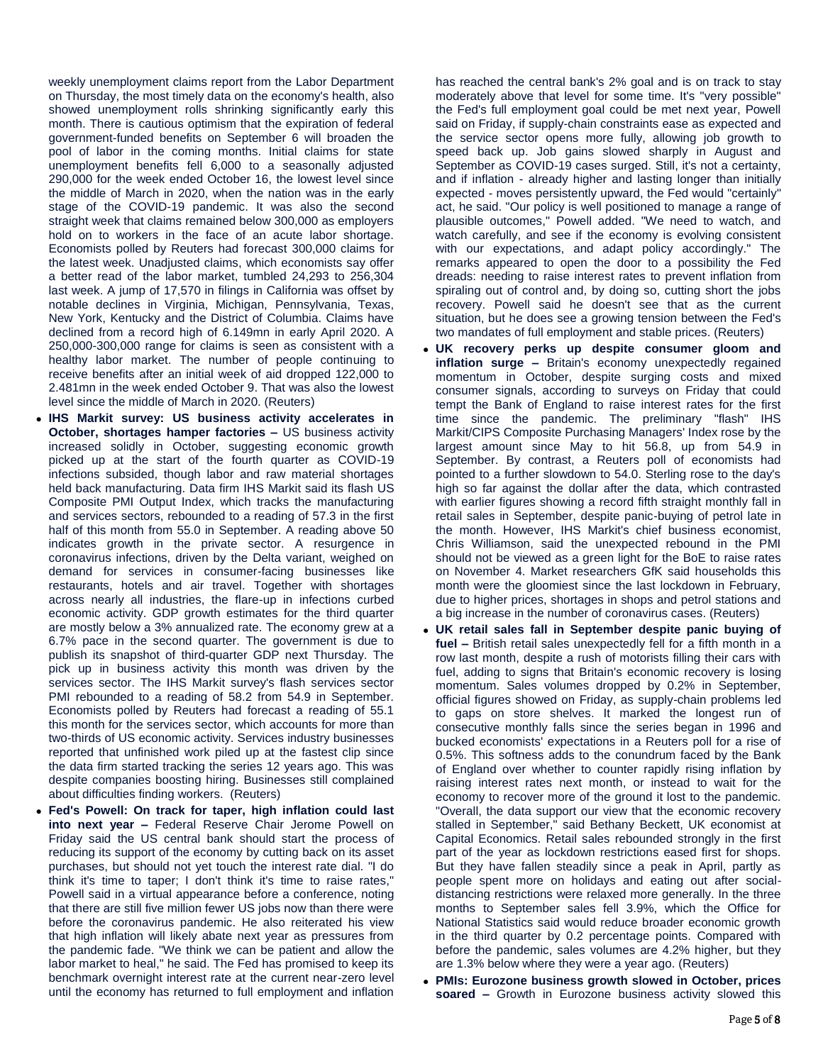weekly unemployment claims report from the Labor Department on Thursday, the most timely data on the economy's health, also showed unemployment rolls shrinking significantly early this month. There is cautious optimism that the expiration of federal government-funded benefits on September 6 will broaden the pool of labor in the coming months. Initial claims for state unemployment benefits fell 6,000 to a seasonally adjusted 290,000 for the week ended October 16, the lowest level since the middle of March in 2020, when the nation was in the early stage of the COVID-19 pandemic. It was also the second straight week that claims remained below 300,000 as employers hold on to workers in the face of an acute labor shortage. Economists polled by Reuters had forecast 300,000 claims for the latest week. Unadjusted claims, which economists say offer a better read of the labor market, tumbled 24,293 to 256,304 last week. A jump of 17,570 in filings in California was offset by notable declines in Virginia, Michigan, Pennsylvania, Texas, New York, Kentucky and the District of Columbia. Claims have declined from a record high of 6.149mn in early April 2020. A 250,000-300,000 range for claims is seen as consistent with a healthy labor market. The number of people continuing to receive benefits after an initial week of aid dropped 122,000 to 2.481mn in the week ended October 9. That was also the lowest level since the middle of March in 2020. (Reuters)

- **IHS Markit survey: US business activity accelerates in October, shortages hamper factories –** US business activity increased solidly in October, suggesting economic growth picked up at the start of the fourth quarter as COVID-19 infections subsided, though labor and raw material shortages held back manufacturing. Data firm IHS Markit said its flash US Composite PMI Output Index, which tracks the manufacturing and services sectors, rebounded to a reading of 57.3 in the first half of this month from 55.0 in September. A reading above 50 indicates growth in the private sector. A resurgence in coronavirus infections, driven by the Delta variant, weighed on demand for services in consumer-facing businesses like restaurants, hotels and air travel. Together with shortages across nearly all industries, the flare-up in infections curbed economic activity. GDP growth estimates for the third quarter are mostly below a 3% annualized rate. The economy grew at a 6.7% pace in the second quarter. The government is due to publish its snapshot of third-quarter GDP next Thursday. The pick up in business activity this month was driven by the services sector. The IHS Markit survey's flash services sector PMI rebounded to a reading of 58.2 from 54.9 in September. Economists polled by Reuters had forecast a reading of 55.1 this month for the services sector, which accounts for more than two-thirds of US economic activity. Services industry businesses reported that unfinished work piled up at the fastest clip since the data firm started tracking the series 12 years ago. This was despite companies boosting hiring. Businesses still complained about difficulties finding workers. (Reuters)
- **Fed's Powell: On track for taper, high inflation could last into next year –** Federal Reserve Chair Jerome Powell on Friday said the US central bank should start the process of reducing its support of the economy by cutting back on its asset purchases, but should not yet touch the interest rate dial. "I do think it's time to taper; I don't think it's time to raise rates," Powell said in a virtual appearance before a conference, noting that there are still five million fewer US jobs now than there were before the coronavirus pandemic. He also reiterated his view that high inflation will likely abate next year as pressures from the pandemic fade. "We think we can be patient and allow the labor market to heal," he said. The Fed has promised to keep its benchmark overnight interest rate at the current near-zero level until the economy has returned to full employment and inflation has reached the central bank's 2% goal and is on track to stay moderately above that level for some time. It's "very possible" the Fed's full employment goal could be met next year, Powell said on Friday, if supply-chain constraints ease as expected and the service sector opens more fully, allowing job growth to speed back up. Job gains slowed sharply in August and September as COVID-19 cases surged. Still, it's not a certainty, and if inflation - already higher and lasting longer than initially expected - moves persistently upward, the Fed would "certainly" act, he said. "Our policy is well positioned to manage a range of plausible outcomes," Powell added. "We need to watch, and watch carefully, and see if the economy is evolving consistent with our expectations, and adapt policy accordingly." The remarks appeared to open the door to a possibility the Fed dreads: needing to raise interest rates to prevent inflation from spiraling out of control and, by doing so, cutting short the jobs recovery. Powell said he doesn't see that as the current situation, but he does see a growing tension between the Fed's two mandates of full employment and stable prices. (Reuters)
- **UK recovery perks up despite consumer gloom and inflation surge –** Britain's economy unexpectedly regained momentum in October, despite surging costs and mixed consumer signals, according to surveys on Friday that could tempt the Bank of England to raise interest rates for the first time since the pandemic. The preliminary "flash" IHS Markit/CIPS Composite Purchasing Managers' Index rose by the largest amount since May to hit 56.8, up from 54.9 in September. By contrast, a Reuters poll of economists had pointed to a further slowdown to 54.0. Sterling rose to the day's high so far against the dollar after the data, which contrasted with earlier figures showing a record fifth straight monthly fall in retail sales in September, despite panic-buying of petrol late in the month. However, IHS Markit's chief business economist, Chris Williamson, said the unexpected rebound in the PMI should not be viewed as a green light for the BoE to raise rates on November 4. Market researchers GfK said households this month were the gloomiest since the last lockdown in February, due to higher prices, shortages in shops and petrol stations and a big increase in the number of coronavirus cases. (Reuters)
- **UK retail sales fall in September despite panic buying of fuel –** British retail sales unexpectedly fell for a fifth month in a row last month, despite a rush of motorists filling their cars with fuel, adding to signs that Britain's economic recovery is losing momentum. Sales volumes dropped by 0.2% in September, official figures showed on Friday, as supply-chain problems led to gaps on store shelves. It marked the longest run of consecutive monthly falls since the series began in 1996 and bucked economists' expectations in a Reuters poll for a rise of 0.5%. This softness adds to the conundrum faced by the Bank of England over whether to counter rapidly rising inflation by raising interest rates next month, or instead to wait for the economy to recover more of the ground it lost to the pandemic. "Overall, the data support our view that the economic recovery stalled in September," said Bethany Beckett, UK economist at Capital Economics. Retail sales rebounded strongly in the first part of the year as lockdown restrictions eased first for shops. But they have fallen steadily since a peak in April, partly as people spent more on holidays and eating out after social-distancing restrictions were relaxed more generally. In the three months to September sales fell 3.9%, which the Office for National Statistics said would reduce broader economic growth in the third quarter by 0.2 percentage points. Compared with before the pandemic, sales volumes are 4.2% higher, but they are 1.3% below where they were a year ago. (Reuters)
- **PMIs: Eurozone business growth slowed in October, prices soared –** Growth in Eurozone business activity slowed this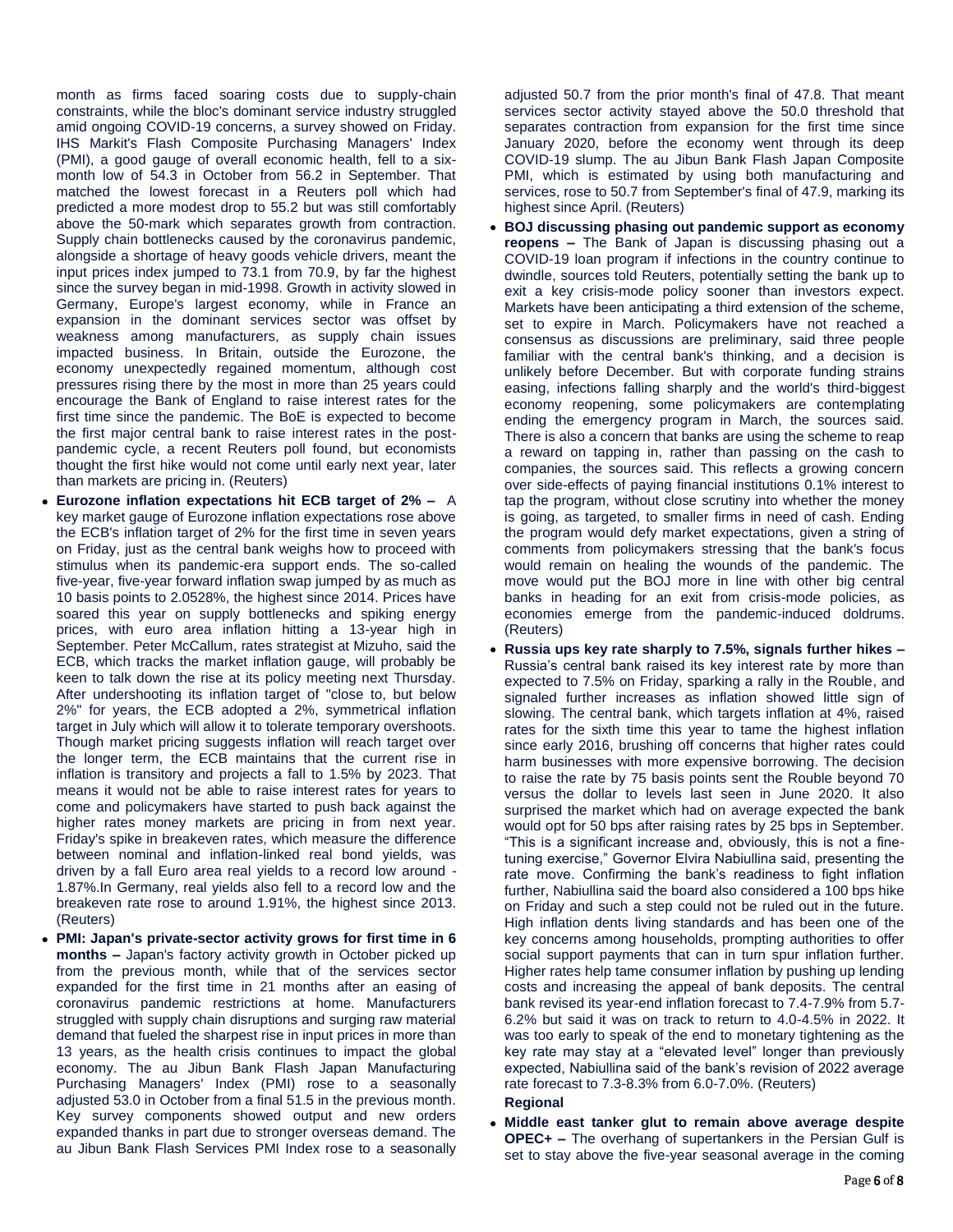month as firms faced soaring costs due to supply-chain constraints, while the bloc's dominant service industry struggled amid ongoing COVID-19 concerns, a survey showed on Friday. IHS Markit's Flash Composite Purchasing Managers' Index (PMI), a good gauge of overall economic health, fell to a six-month low of 54.3 in October from 56.2 in September. That matched the lowest forecast in a Reuters poll which had predicted a more modest drop to 55.2 but was still comfortably above the 50-mark which separates growth from contraction. Supply chain bottlenecks caused by the coronavirus pandemic, alongside a shortage of heavy goods vehicle drivers, meant the input prices index jumped to 73.1 from 70.9, by far the highest since the survey began in mid-1998. Growth in activity slowed in Germany, Europe's largest economy, while in France an expansion in the dominant services sector was offset by weakness among manufacturers, as supply chain issues impacted business. In Britain, outside the Eurozone, the economy unexpectedly regained momentum, although cost pressures rising there by the most in more than 25 years could encourage the Bank of England to raise interest rates for the first time since the pandemic. The BoE is expected to become the first major central bank to raise interest rates in the post-pandemic cycle, a recent Reuters poll found, but economists thought the first hike would not come until early next year, later than markets are pricing in. (Reuters)

- **Eurozone inflation expectations hit ECB target of 2% –** A key market gauge of Eurozone inflation expectations rose above the ECB's inflation target of 2% for the first time in seven years on Friday, just as the central bank weighs how to proceed with stimulus when its pandemic-era support ends. The so-called five-year, five-year forward inflation swap jumped by as much as 10 basis points to 2.0528%, the highest since 2014. Prices have soared this year on supply bottlenecks and spiking energy prices, with euro area inflation hitting a 13-year high in September. Peter McCallum, rates strategist at Mizuho, said the ECB, which tracks the market inflation gauge, will probably be keen to talk down the rise at its policy meeting next Thursday. After undershooting its inflation target of "close to, but below 2%" for years, the ECB adopted a 2%, symmetrical inflation target in July which will allow it to tolerate temporary overshoots. Though market pricing suggests inflation will reach target over the longer term, the ECB maintains that the current rise in inflation is transitory and projects a fall to 1.5% by 2023. That means it would not be able to raise interest rates for years to come and policymakers have started to push back against the higher rates money markets are pricing in from next year. Friday's spike in breakeven rates, which measure the difference between nominal and inflation-linked real bond yields, was driven by a fall Euro area real yields to a record low around -1.87%.In Germany, real yields also fell to a record low and the breakeven rate rose to around 1.91%, the highest since 2013. (Reuters)
- **PMI: Japan's private-sector activity grows for first time in 6 months –** Japan's factory activity growth in October picked up from the previous month, while that of the services sector expanded for the first time in 21 months after an easing of coronavirus pandemic restrictions at home. Manufacturers struggled with supply chain disruptions and surging raw material demand that fueled the sharpest rise in input prices in more than 13 years, as the health crisis continues to impact the global economy. The au Jibun Bank Flash Japan Manufacturing Purchasing Managers' Index (PMI) rose to a seasonally adjusted 53.0 in October from a final 51.5 in the previous month. Key survey components showed output and new orders expanded thanks in part due to stronger overseas demand. The au Jibun Bank Flash Services PMI Index rose to a seasonally adjusted 50.7 from the prior month's final of 47.8. That meant services sector activity stayed above the 50.0 threshold that separates contraction from expansion for the first time since January 2020, before the economy went through its deep COVID-19 slump. The au Jibun Bank Flash Japan Composite PMI, which is estimated by using both manufacturing and services, rose to 50.7 from September's final of 47.9, marking its highest since April. (Reuters)
- **BOJ discussing phasing out pandemic support as economy reopens –** The Bank of Japan is discussing phasing out a COVID-19 loan program if infections in the country continue to dwindle, sources told Reuters, potentially setting the bank up to exit a key crisis-mode policy sooner than investors expect. Markets have been anticipating a third extension of the scheme, set to expire in March. Policymakers have not reached a consensus as discussions are preliminary, said three people familiar with the central bank's thinking, and a decision is unlikely before December. But with corporate funding strains easing, infections falling sharply and the world's third-biggest economy reopening, some policymakers are contemplating ending the emergency program in March, the sources said. There is also a concern that banks are using the scheme to reap a reward on tapping in, rather than passing on the cash to companies, the sources said. This reflects a growing concern over side-effects of paying financial institutions 0.1% interest to tap the program, without close scrutiny into whether the money is going, as targeted, to smaller firms in need of cash. Ending the program would defy market expectations, given a string of comments from policymakers stressing that the bank's focus would remain on healing the wounds of the pandemic. The move would put the BOJ more in line with other big central banks in heading for an exit from crisis-mode policies, as economies emerge from the pandemic-induced doldrums. (Reuters)
- **Russia ups key rate sharply to 7.5%, signals further hikes –** Russia's central bank raised its key interest rate by more than expected to 7.5% on Friday, sparking a rally in the Rouble, and signaled further increases as inflation showed little sign of slowing. The central bank, which targets inflation at 4%, raised rates for the sixth time this year to tame the highest inflation since early 2016, brushing off concerns that higher rates could harm businesses with more expensive borrowing. The decision to raise the rate by 75 basis points sent the Rouble beyond 70 versus the dollar to levels last seen in June 2020. It also surprised the market which had on average expected the bank would opt for 50 bps after raising rates by 25 bps in September. "This is a significant increase and, obviously, this is not a fine-tuning exercise," Governor Elvira Nabiullina said, presenting the rate move. Confirming the bank's readiness to fight inflation further, Nabiullina said the board also considered a 100 bps hike on Friday and such a step could not be ruled out in the future. High inflation dents living standards and has been one of the key concerns among households, prompting authorities to offer social support payments that can in turn spur inflation further. Higher rates help tame consumer inflation by pushing up lending costs and increasing the appeal of bank deposits. The central bank revised its year-end inflation forecast to 7.4-7.9% from 5.7-6.2% but said it was on track to return to 4.0-4.5% in 2022. It was too early to speak of the end to monetary tightening as the key rate may stay at a "elevated level" longer than previously expected, Nabiullina said of the bank's revision of 2022 average rate forecast to 7.3-8.3% from 6.0-7.0%. (Reuters)

**Regional**

- **Middle east tanker glut to remain above average despite OPEC+ –** The overhang of supertankers in the Persian Gulf is set to stay above the five-year seasonal average in the coming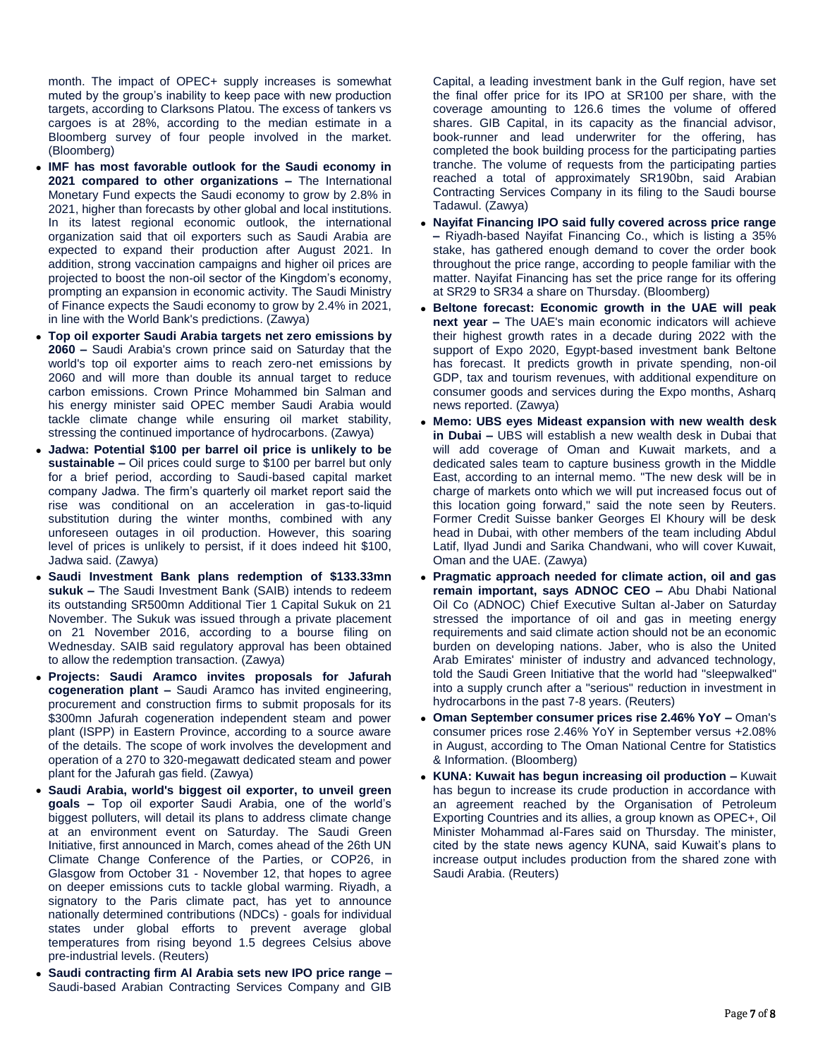month. The impact of OPEC+ supply increases is somewhat muted by the group's inability to keep pace with new production targets, according to Clarksons Platou. The excess of tankers vs cargoes is at 28%, according to the median estimate in a Bloomberg survey of four people involved in the market. (Bloomberg)

- **IMF has most favorable outlook for the Saudi economy in 2021 compared to other organizations –** The International Monetary Fund expects the Saudi economy to grow by 2.8% in 2021, higher than forecasts by other global and local institutions. In its latest regional economic outlook, the international organization said that oil exporters such as Saudi Arabia are expected to expand their production after August 2021. In addition, strong vaccination campaigns and higher oil prices are projected to boost the non-oil sector of the Kingdom's economy, prompting an expansion in economic activity. The Saudi Ministry of Finance expects the Saudi economy to grow by 2.4% in 2021, in line with the World Bank's predictions. (Zawya)
- **Top oil exporter Saudi Arabia targets net zero emissions by 2060 –** Saudi Arabia's crown prince said on Saturday that the world's top oil exporter aims to reach zero-net emissions by 2060 and will more than double its annual target to reduce carbon emissions. Crown Prince Mohammed bin Salman and his energy minister said OPEC member Saudi Arabia would tackle climate change while ensuring oil market stability, stressing the continued importance of hydrocarbons. (Zawya)
- **Jadwa: Potential $100 per barrel oil price is unlikely to be sustainable –** Oil prices could surge to $100 per barrel but only for a brief period, according to Saudi-based capital market company Jadwa. The firm's quarterly oil market report said the rise was conditional on an acceleration in gas-to-liquid substitution during the winter months, combined with any unforeseen outages in oil production. However, this soaring level of prices is unlikely to persist, if it does indeed hit $100, Jadwa said. (Zawya)
- **Saudi Investment Bank plans redemption of $133.33mn sukuk –** The Saudi Investment Bank (SAIB) intends to redeem its outstanding SR500mn Additional Tier 1 Capital Sukuk on 21 November. The Sukuk was issued through a private placement on 21 November 2016, according to a bourse filing on Wednesday. SAIB said regulatory approval has been obtained to allow the redemption transaction. (Zawya)
- **Projects: Saudi Aramco invites proposals for Jafurah cogeneration plant –** Saudi Aramco has invited engineering, procurement and construction firms to submit proposals for its $300mn Jafurah cogeneration independent steam and power plant (ISPP) in Eastern Province, according to a source aware of the details. The scope of work involves the development and operation of a 270 to 320-megawatt dedicated steam and power plant for the Jafurah gas field. (Zawya)
- **Saudi Arabia, world's biggest oil exporter, to unveil green goals –** Top oil exporter Saudi Arabia, one of the world's biggest polluters, will detail its plans to address climate change at an environment event on Saturday. The Saudi Green Initiative, first announced in March, comes ahead of the 26th UN Climate Change Conference of the Parties, or COP26, in Glasgow from October 31 - November 12, that hopes to agree on deeper emissions cuts to tackle global warming. Riyadh, a signatory to the Paris climate pact, has yet to announce nationally determined contributions (NDCs) - goals for individual states under global efforts to prevent average global temperatures from rising beyond 1.5 degrees Celsius above pre-industrial levels. (Reuters)
- **Saudi contracting firm Al Arabia sets new IPO price range –** Saudi-based Arabian Contracting Services Company and GIB Capital, a leading investment bank in the Gulf region, have set the final offer price for its IPO at SR100 per share, with the coverage amounting to 126.6 times the volume of offered shares. GIB Capital, in its capacity as the financial advisor, book-runner and lead underwriter for the offering, has completed the book building process for the participating parties tranche. The volume of requests from the participating parties reached a total of approximately SR190bn, said Arabian Contracting Services Company in its filing to the Saudi bourse Tadawul. (Zawya)
- **Nayifat Financing IPO said fully covered across price range –** Riyadh-based Nayifat Financing Co., which is listing a 35% stake, has gathered enough demand to cover the order book throughout the price range, according to people familiar with the matter. Nayifat Financing has set the price range for its offering at SR29 to SR34 a share on Thursday. (Bloomberg)
- **Beltone forecast: Economic growth in the UAE will peak next year –** The UAE's main economic indicators will achieve their highest growth rates in a decade during 2022 with the support of Expo 2020, Egypt-based investment bank Beltone has forecast. It predicts growth in private spending, non-oil GDP, tax and tourism revenues, with additional expenditure on consumer goods and services during the Expo months, Asharq news reported. (Zawya)
- **Memo: UBS eyes Mideast expansion with new wealth desk in Dubai –** UBS will establish a new wealth desk in Dubai that will add coverage of Oman and Kuwait markets, and a dedicated sales team to capture business growth in the Middle East, according to an internal memo. "The new desk will be in charge of markets onto which we will put increased focus out of this location going forward," said the note seen by Reuters. Former Credit Suisse banker Georges El Khoury will be desk head in Dubai, with other members of the team including Abdul Latif, Ilyad Jundi and Sarika Chandwani, who will cover Kuwait, Oman and the UAE. (Zawya)
- **Pragmatic approach needed for climate action, oil and gas remain important, says ADNOC CEO –** Abu Dhabi National Oil Co (ADNOC) Chief Executive Sultan al-Jaber on Saturday stressed the importance of oil and gas in meeting energy requirements and said climate action should not be an economic burden on developing nations. Jaber, who is also the United Arab Emirates' minister of industry and advanced technology, told the Saudi Green Initiative that the world had "sleepwalked" into a supply crunch after a "serious" reduction in investment in hydrocarbons in the past 7-8 years. (Reuters)
- **Oman September consumer prices rise 2.46% YoY –** Oman's consumer prices rose 2.46% YoY in September versus +2.08% in August, according to The Oman National Centre for Statistics & Information. (Bloomberg)
- **KUNA: Kuwait has begun increasing oil production –** Kuwait has begun to increase its crude production in accordance with an agreement reached by the Organisation of Petroleum Exporting Countries and its allies, a group known as OPEC+, Oil Minister Mohammad al-Fares said on Thursday. The minister, cited by the state news agency KUNA, said Kuwait's plans to increase output includes production from the shared zone with Saudi Arabia. (Reuters)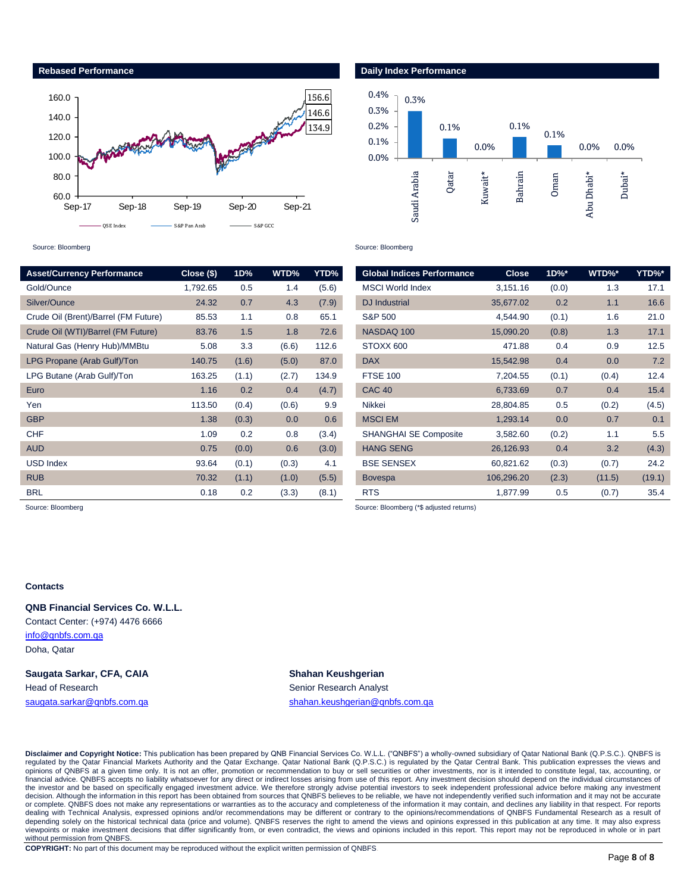**Rebased Performance**

160.0
140.0
120.0
100.0
80.0
60.0

Sep-17 Sep-18 Sep-19 Sep-20 Sep-21

156.6
146.6
134.9

QSE Index
S&P Pan Arab
S&P GCC

Source: Bloomberg

**Daily Index Performance**

0.4%
0.3%
0.2%
0.1%
0.0%

0.3% 0.1% 0.0% 0.1% 0.1% 0.0% 0.0%

Saudi Arabia
Qatar
Kuwait*
Bahrain
Oman
Abu Dhabi*
Dubai*

Source: Bloomberg

| Asset/Currency Performance | Close ($) | 1D% | WTD% | YTD% |
|---|---|---|---|---|
| Gold/Ounce | 1,792.65 | 0.5 | 1.4 | (5.6) |
| Silver/Ounce | 24.32 | 0.7 | 4.3 | (7.9) |
| Crude Oil (Brent)/Barrel (FM Future) | 85.53 | 1.1 | 0.8 | 65.1 |
| Crude Oil (WTI)/Barrel (FM Future) | 83.76 | 1.5 | 1.8 | 72.6 |
| Natural Gas (Henry Hub)/MMBtu | 5.08 | 3.3 | (6.6) | 112.6 |
| LPG Propane (Arab Gulf)/Ton | 140.75 | (1.6) | (5.0) | 87.0 |
| LPG Butane (Arab Gulf)/Ton | 163.25 | (1.1) | (2.7) | 134.9 |
| Euro | 1.16 | 0.2 | 0.4 | (4.7) |
| Yen | 113.50 | (0.4) | (0.6) | 9.9 |
| GBP | 1.38 | (0.3) | 0.0 | 0.6 |
| CHF | 1.09 | 0.2 | 0.8 | (3.4) |
| AUD | 0.75 | (0.0) | 0.6 | (3.0) |
| USD Index | 93.64 | (0.1) | (0.3) | 4.1 |
| RUB | 70.32 | (1.1) | (1.0) | (5.5) |
| BRL | 0.18 | 0.2 | (3.3) | (8.1) |

Source: Bloomberg

| Global Indices Performance | Close | 1D%* | WTD%* | YTD%* |
|---|---|---|---|---|
| MSCI World Index | 3,151.16 | (0.0) | 1.3 | 17.1 |
| DJ Industrial | 35,677.02 | 0.2 | 1.1 | 16.6 |
| S&P 500 | 4,544.90 | (0.1) | 1.6 | 21.0 |
| NASDAQ 100 | 15,090.20 | (0.8) | 1.3 | 17.1 |
| STOXX 600 | 471.88 | 0.4 | 0.9 | 12.5 |
| DAX | 15,542.98 | 0.4 | 0.0 | 7.2 |
| FTSE 100 | 7,204.55 | (0.1) | (0.4) | 12.4 |
| CAC 40 | 6,733.69 | 0.7 | 0.4 | 15.4 |
| Nikkei | 28,804.85 | 0.5 | (0.2) | (4.5) |
| MSCI EM | 1,293.14 | 0.0 | 0.7 | 0.1 |
| SHANGHAI SE Composite | 3,582.60 | (0.2) | 1.1 | 5.5 |
| HANG SENG | 26,126.93 | 0.4 | 3.2 | (4.3) |
| BSE SENSEX | 60,821.62 | (0.3) | (0.7) | 24.2 |
| Bovespa | 106,296.20 | (2.3) | (11.5) | (19.1) |
| RTS | 1,877.99 | 0.5 | (0.7) | 35.4 |

Source: Bloomberg (*$ adjusted returns)

**Contacts**

**QNB Financial Services Co. W.L.L.**
Contact Center: (+974) 4476 6666
info@qnbfs.com.qa
Doha, Qatar

**Saugata Sarkar, CFA, CAIA**
Head of Research
saugata.sarkar@qnbfs.com.qa

**Shahan Keushgerian**
Senior Research Analyst
shahan.keushgerian@qnbfs.com.qa

**Disclaimer and Copyright Notice:** This publication has been prepared by QNB Financial Services Co. W.L.L. ("QNBFS") a wholly-owned subsidiary of Qatar National Bank (Q.P.S.C.). QNBFS is regulated by the Qatar Financial Markets Authority and the Qatar Exchange. Qatar National Bank (Q.P.S.C.) is regulated by the Qatar Central Bank. This publication expresses the views and opinions of QNBFS at a given time only. It is not an offer, promotion or recommendation to buy or sell securities or other investments, nor is it intended to constitute legal, tax, accounting, or financial advice. QNBFS accepts no liability whatsoever for any direct or indirect losses arising from use of this report. Any investment decision should depend on the individual circumstances of the investor and be based on specifically engaged investment advice. We therefore strongly advise potential investors to seek independent professional advice before making any investment decision. Although the information in this report has been obtained from sources that QNBFS believes to be reliable, we have not independently verified such information and it may not be accurate or complete. QNBFS does not make any representations or warranties as to the accuracy and completeness of the information it may contain, and declines any liability in that respect. For reports dealing with Technical Analysis, expressed opinions and/or recommendations may be different or contrary to the opinions/recommendations of QNBFS Fundamental Research as a result of depending solely on the historical technical data (price and volume). QNBFS reserves the right to amend the views and opinions expressed in this publication at any time. It may also express viewpoints or make investment decisions that differ significantly from, or even contradict, the views and opinions included in this report. This report may not be reproduced in whole or in part without permission from QNBFS.

**COPYRIGHT:** No part of this document may be reproduced without the explicit written permission of QNBFS